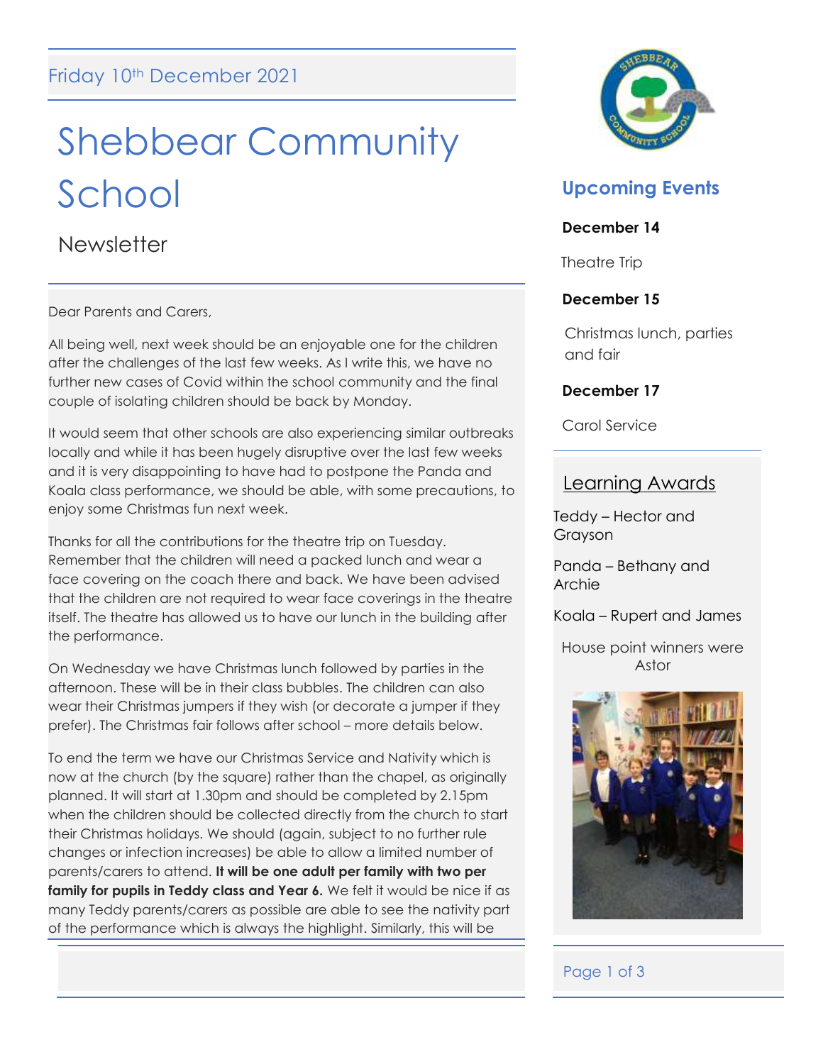Friday 10th December 2021

# Shebbear Community School

## Newsletter

Dear Parents and Carers,

All being well, next week should be an enjoyable one for the children after the challenges of the last few weeks. As I write this, we have no further new cases of Covid within the school community and the final couple of isolating children should be back by Monday.

It would seem that other schools are also experiencing similar outbreaks locally and while it has been hugely disruptive over the last few weeks and it is very disappointing to have had to postpone the Panda and Koala class performance, we should be able, with some precautions, to enjoy some Christmas fun next week.

Thanks for all the contributions for the theatre trip on Tuesday. Remember that the children will need a packed lunch and wear a face covering on the coach there and back. We have been advised that the children are not required to wear face coverings in the theatre itself. The theatre has allowed us to have our lunch in the building after the performance.

On Wednesday we have Christmas lunch followed by parties in the afternoon. These will be in their class bubbles. The children can also wear their Christmas jumpers if they wish (or decorate a jumper if they prefer). The Christmas fair follows after school – more details below.

To end the term we have our Christmas Service and Nativity which is now at the church (by the square) rather than the chapel, as originally planned. It will start at 1.30pm and should be completed by 2.15pm when the children should be collected directly from the church to start their Christmas holidays. We should (again, subject to no further rule changes or infection increases) be able to allow a limited number of parents/carers to attend. **It will be one adult per family with two per family for pupils in Teddy class and Year 6.** We felt it would be nice if as many Teddy parents/carers as possible are able to see the nativity part of the performance which is always the highlight. Similarly, this will be

### Upcoming Events

**December 14**

Theatre Trip

**December 15**

Christmas lunch, parties and fair

**December 17**

Carol Service

### Learning Awards

Teddy – Hector and Grayson

Panda – Bethany and Archie

Koala – Rupert and James

House point winners were Astor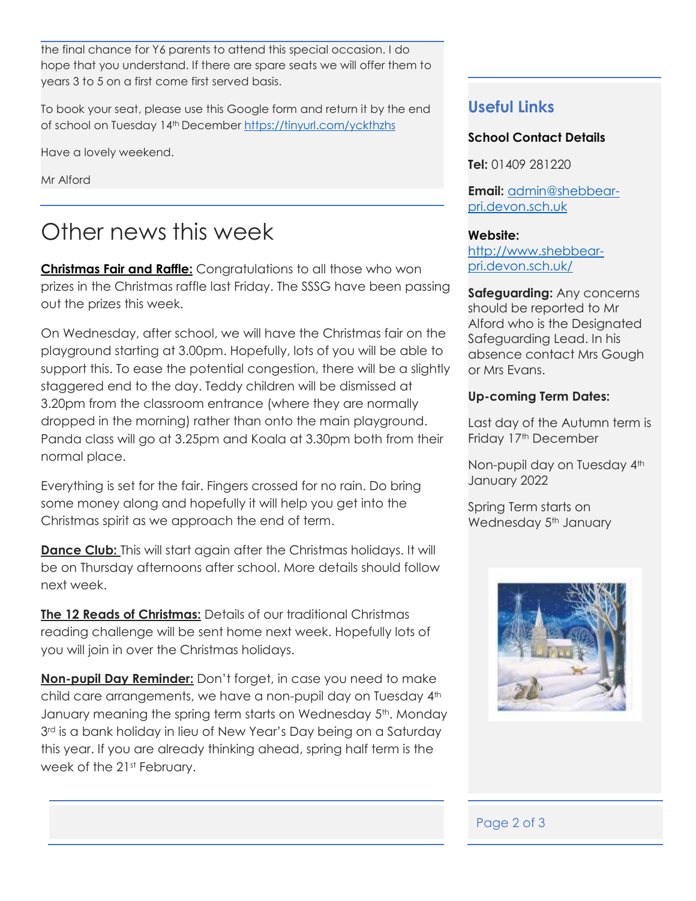the final chance for Y6 parents to attend this special occasion. I do hope that you understand. If there are spare seats we will offer them to years 3 to 5 on a first come first served basis.

To book your seat, please use this Google form and return it by the end of school on Tuesday 14th December https://tinyurl.com/yckthzhs

Have a lovely weekend.

Mr Alford

# Other news this week

**Christmas Fair and Raffle:** Congratulations to all those who won prizes in the Christmas raffle last Friday. The SSSG have been passing out the prizes this week.

On Wednesday, after school, we will have the Christmas fair on the playground starting at 3.00pm. Hopefully, lots of you will be able to support this. To ease the potential congestion, there will be a slightly staggered end to the day. Teddy children will be dismissed at 3.20pm from the classroom entrance (where they are normally dropped in the morning) rather than onto the main playground. Panda class will go at 3.25pm and Koala at 3.30pm both from their normal place.

Everything is set for the fair. Fingers crossed for no rain. Do bring some money along and hopefully it will help you get into the Christmas spirit as we approach the end of term.

**Dance Club:** This will start again after the Christmas holidays. It will be on Thursday afternoons after school. More details should follow next week.

**The 12 Reads of Christmas:** Details of our traditional Christmas reading challenge will be sent home next week. Hopefully lots of you will join in over the Christmas holidays.

**Non-pupil Day Reminder:** Don't forget, in case you need to make child care arrangements, we have a non-pupil day on Tuesday 4th January meaning the spring term starts on Wednesday 5th. Monday 3rd is a bank holiday in lieu of New Year's Day being on a Saturday this year. If you are already thinking ahead, spring half term is the week of the 21st February.

## Useful Links

**School Contact Details**

**Tel:** 01409 281220

**Email:** admin@shebbear-pri.devon.sch.uk

**Website:** http://www.shebbear-pri.devon.sch.uk/

**Safeguarding:** Any concerns should be reported to Mr Alford who is the Designated Safeguarding Lead. In his absence contact Mrs Gough or Mrs Evans.

**Up-coming Term Dates:**

Last day of the Autumn term is Friday 17th December

Non-pupil day on Tuesday 4th January 2022

Spring Term starts on Wednesday 5th January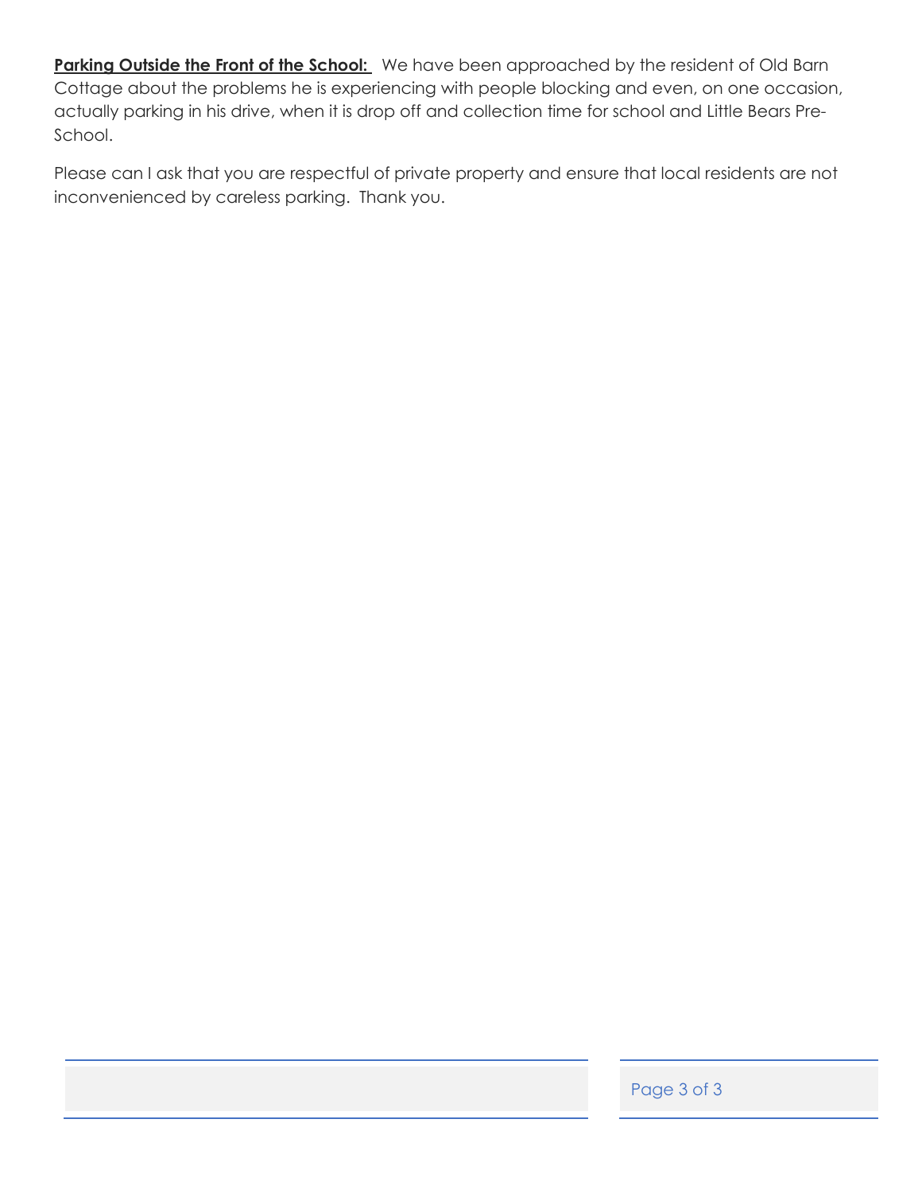**Parking Outside the Front of the School:** We have been approached by the resident of Old Barn Cottage about the problems he is experiencing with people blocking and even, on one occasion, actually parking in his drive, when it is drop off and collection time for school and Little Bears Pre-School.

Please can I ask that you are respectful of private property and ensure that local residents are not inconvenienced by careless parking. Thank you.